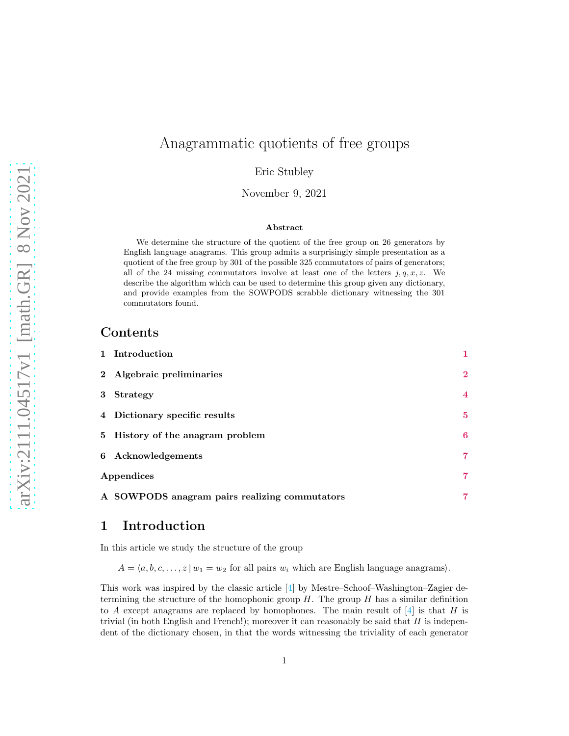# Anagrammatic quotients of free groups

Eric Stubley

November 9, 2021

**Abstract**

We determine the structure of the quotient of the free group on 26 generators by English language anagrams. This group admits a surprisingly simple presentation as a quotient of the free group by 301 of the possible 325 commutators of pairs of generators; all of the 24 missing commutators involve at least one of the letters $j, q, x, z$. We describe the algorithm which can be used to determine this group given any dictionary, and provide examples from the SOWPODS scrabble dictionary witnessing the 301 commutators found.

## Contents

1 Introduction — 1

2 Algebraic preliminaries — 2

3 Strategy — 4

4 Dictionary specific results — 5

5 History of the anagram problem — 6

6 Acknowledgements — 7

Appendices — 7

A SOWPODS anagram pairs realizing commutators — 7

## 1 Introduction

In this article we study the structure of the group

$$A = \langle a, b, c, \ldots, z \,|\, w_1 = w_2 \text{ for all pairs } w_i \text{ which are English language anagrams}\rangle.$$

This work was inspired by the classic article [4] by Mestre–Schoof–Washington–Zagier determining the structure of the homophonic group $H$. The group $H$ has a similar definition to $A$ except anagrams are replaced by homophones. The main result of [4] is that $H$ is trivial (in both English and French!); moreover it can reasonably be said that $H$ is independent of the dictionary chosen, in that the words witnessing the triviality of each generator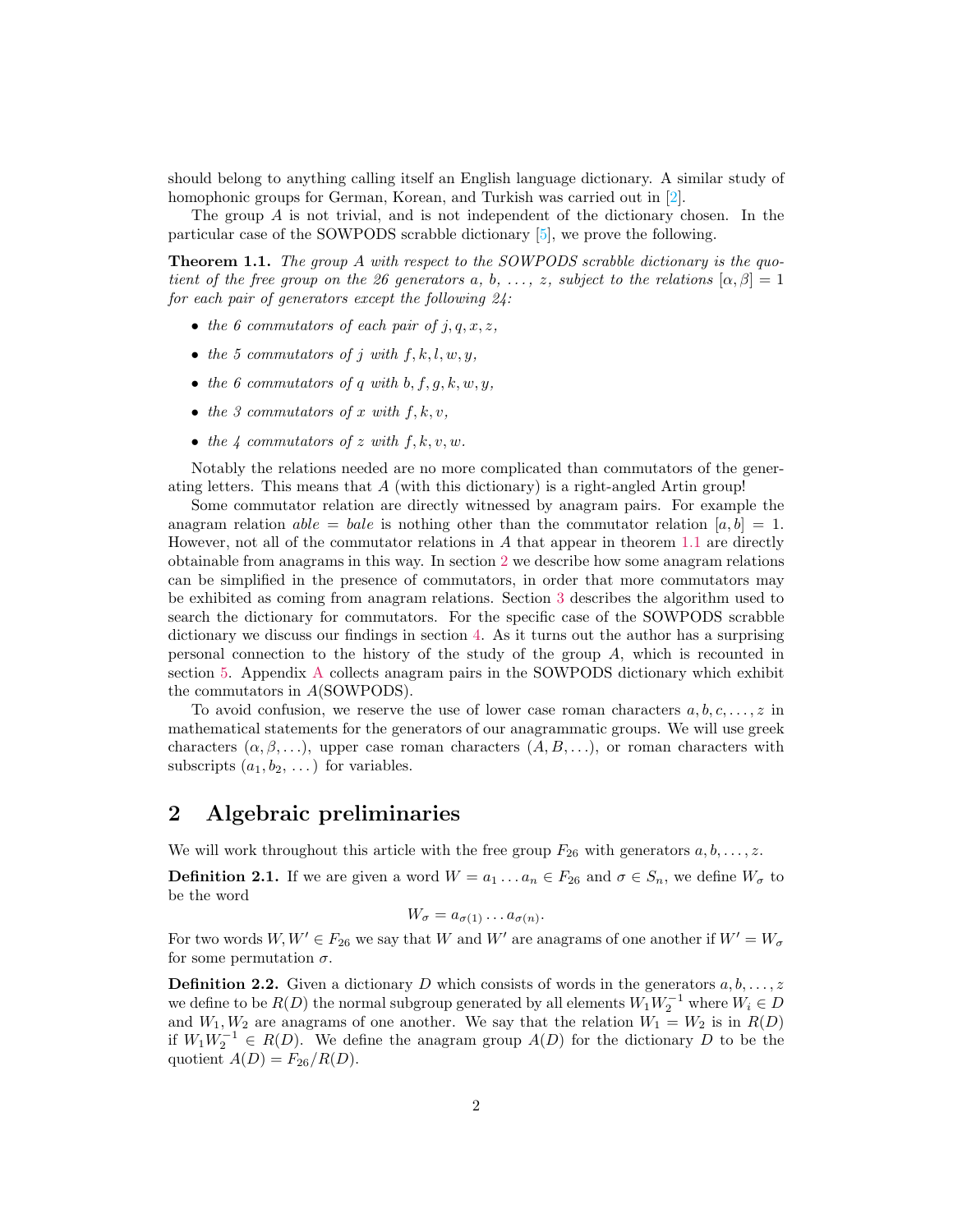should belong to anything calling itself an English language dictionary. A similar study of homophonic groups for German, Korean, and Turkish was carried out in [2].

The group $A$ is not trivial, and is not independent of the dictionary chosen. In the particular case of the SOWPODS scrabble dictionary [5], we prove the following.

**Theorem 1.1.** *The group $A$ with respect to the SOWPODS scrabble dictionary is the quotient of the free group on the 26 generators $a$, $b$, $\ldots$, $z$, subject to the relations $[\alpha, \beta] = 1$ for each pair of generators except the following 24:*

- *the 6 commutators of each pair of $j, q, x, z$,*
- *the 5 commutators of $j$ with $f, k, l, w, y$,*
- *the 6 commutators of $q$ with $b, f, g, k, w, y$,*
- *the 3 commutators of $x$ with $f, k, v$,*
- *the 4 commutators of $z$ with $f, k, v, w$.*

Notably the relations needed are no more complicated than commutators of the generating letters. This means that $A$ (with this dictionary) is a right-angled Artin group!

Some commutator relation are directly witnessed by anagram pairs. For example the anagram relation *able* = *bale* is nothing other than the commutator relation $[a, b] = 1$. However, not all of the commutator relations in $A$ that appear in theorem 1.1 are directly obtainable from anagrams in this way. In section 2 we describe how some anagram relations can be simplified in the presence of commutators, in order that more commutators may be exhibited as coming from anagram relations. Section 3 describes the algorithm used to search the dictionary for commutators. For the specific case of the SOWPODS scrabble dictionary we discuss our findings in section 4. As it turns out the author has a surprising personal connection to the history of the study of the group $A$, which is recounted in section 5. Appendix A collects anagram pairs in the SOWPODS dictionary which exhibit the commutators in $A$(SOWPODS).

To avoid confusion, we reserve the use of lower case roman characters $a, b, c, \ldots, z$ in mathematical statements for the generators of our anagrammatic groups. We will use greek characters $(\alpha, \beta, \ldots)$, upper case roman characters $(A, B, \ldots)$, or roman characters with subscripts $(a_1, b_2, \ldots)$ for variables.

## 2 Algebraic preliminaries

We will work throughout this article with the free group $F_{26}$ with generators $a, b, \ldots, z$.

**Definition 2.1.** If we are given a word $W = a_1 \ldots a_n \in F_{26}$ and $\sigma \in S_n$, we define $W_\sigma$ to be the word

$$W_\sigma = a_{\sigma(1)} \ldots a_{\sigma(n)}.$$

For two words $W, W' \in F_{26}$ we say that $W$ and $W'$ are anagrams of one another if $W' = W_\sigma$ for some permutation $\sigma$.

**Definition 2.2.** Given a dictionary $D$ which consists of words in the generators $a, b, \ldots, z$ we define to be $R(D)$ the normal subgroup generated by all elements $W_1 W_2^{-1}$ where $W_i \in D$ and $W_1, W_2$ are anagrams of one another. We say that the relation $W_1 = W_2$ is in $R(D)$ if $W_1 W_2^{-1} \in R(D)$. We define the anagram group $A(D)$ for the dictionary $D$ to be the quotient $A(D) = F_{26}/R(D)$.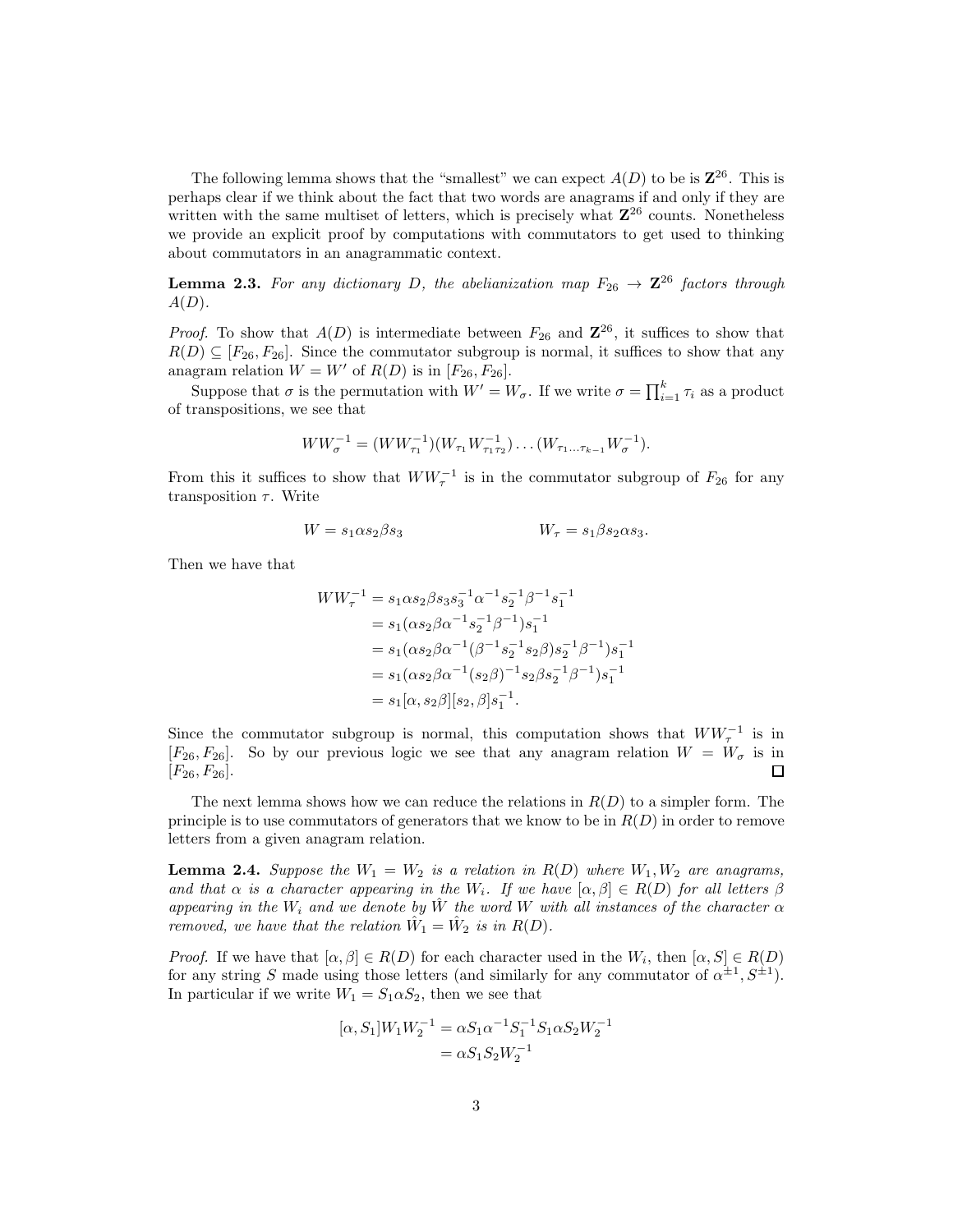The following lemma shows that the "smallest" we can expect $A(D)$ to be is $\mathbf{Z}^{26}$. This is perhaps clear if we think about the fact that two words are anagrams if and only if they are written with the same multiset of letters, which is precisely what $\mathbf{Z}^{26}$ counts. Nonetheless we provide an explicit proof by computations with commutators to get used to thinking about commutators in an anagrammatic context.

**Lemma 2.3.** *For any dictionary $D$, the abelianization map $F_{26} \to \mathbf{Z}^{26}$ factors through $A(D)$.*

*Proof.* To show that $A(D)$ is intermediate between $F_{26}$ and $\mathbf{Z}^{26}$, it suffices to show that $R(D) \subseteq [F_{26}, F_{26}]$. Since the commutator subgroup is normal, it suffices to show that any anagram relation $W = W'$ of $R(D)$ is in $[F_{26}, F_{26}]$.

Suppose that $\sigma$ is the permutation with $W' = W_\sigma$. If we write $\sigma = \prod_{i=1}^{k} \tau_i$ as a product of transpositions, we see that

$$WW_\sigma^{-1} = (WW_{\tau_1}^{-1})(W_{\tau_1}W_{\tau_1\tau_2}^{-1}) \dots (W_{\tau_1 \dots \tau_{k-1}} W_\sigma^{-1}).$$

From this it suffices to show that $WW_\tau^{-1}$ is in the commutator subgroup of $F_{26}$ for any transposition $\tau$. Write

$$W = s_1 \alpha s_2 \beta s_3 \qquad\qquad W_\tau = s_1 \beta s_2 \alpha s_3.$$

Then we have that

$$\begin{aligned}
WW_\tau^{-1} &= s_1 \alpha s_2 \beta s_3 s_3^{-1} \alpha^{-1} s_2^{-1} \beta^{-1} s_1^{-1} \\
&= s_1 (\alpha s_2 \beta \alpha^{-1} s_2^{-1} \beta^{-1}) s_1^{-1} \\
&= s_1 (\alpha s_2 \beta \alpha^{-1} (\beta^{-1} s_2^{-1} s_2 \beta) s_2^{-1} \beta^{-1}) s_1^{-1} \\
&= s_1 (\alpha s_2 \beta \alpha^{-1} (s_2 \beta)^{-1} s_2 \beta s_2^{-1} \beta^{-1}) s_1^{-1} \\
&= s_1 [\alpha, s_2 \beta][s_2, \beta] s_1^{-1}.
\end{aligned}$$

Since the commutator subgroup is normal, this computation shows that $WW_\tau^{-1}$ is in $[F_{26}, F_{26}]$. So by our previous logic we see that any anagram relation $W = W_\sigma$ is in $[F_{26}, F_{26}]$. $\square$

The next lemma shows how we can reduce the relations in $R(D)$ to a simpler form. The principle is to use commutators of generators that we know to be in $R(D)$ in order to remove letters from a given anagram relation.

**Lemma 2.4.** *Suppose the $W_1 = W_2$ is a relation in $R(D)$ where $W_1, W_2$ are anagrams, and that $\alpha$ is a character appearing in the $W_i$. If we have $[\alpha, \beta] \in R(D)$ for all letters $\beta$ appearing in the $W_i$ and we denote by $\hat{W}$ the word $W$ with all instances of the character $\alpha$ removed, we have that the relation $\hat{W}_1 = \hat{W}_2$ is in $R(D)$.*

*Proof.* If we have that $[\alpha, \beta] \in R(D)$ for each character used in the $W_i$, then $[\alpha, S] \in R(D)$ for any string $S$ made using those letters (and similarly for any commutator of $\alpha^{\pm 1}, S^{\pm 1}$). In particular if we write $W_1 = S_1 \alpha S_2$, then we see that

$$\begin{aligned}
[\alpha, S_1] W_1 W_2^{-1} &= \alpha S_1 \alpha^{-1} S_1^{-1} S_1 \alpha S_2 W_2^{-1} \\
&= \alpha S_1 S_2 W_2^{-1}
\end{aligned}$$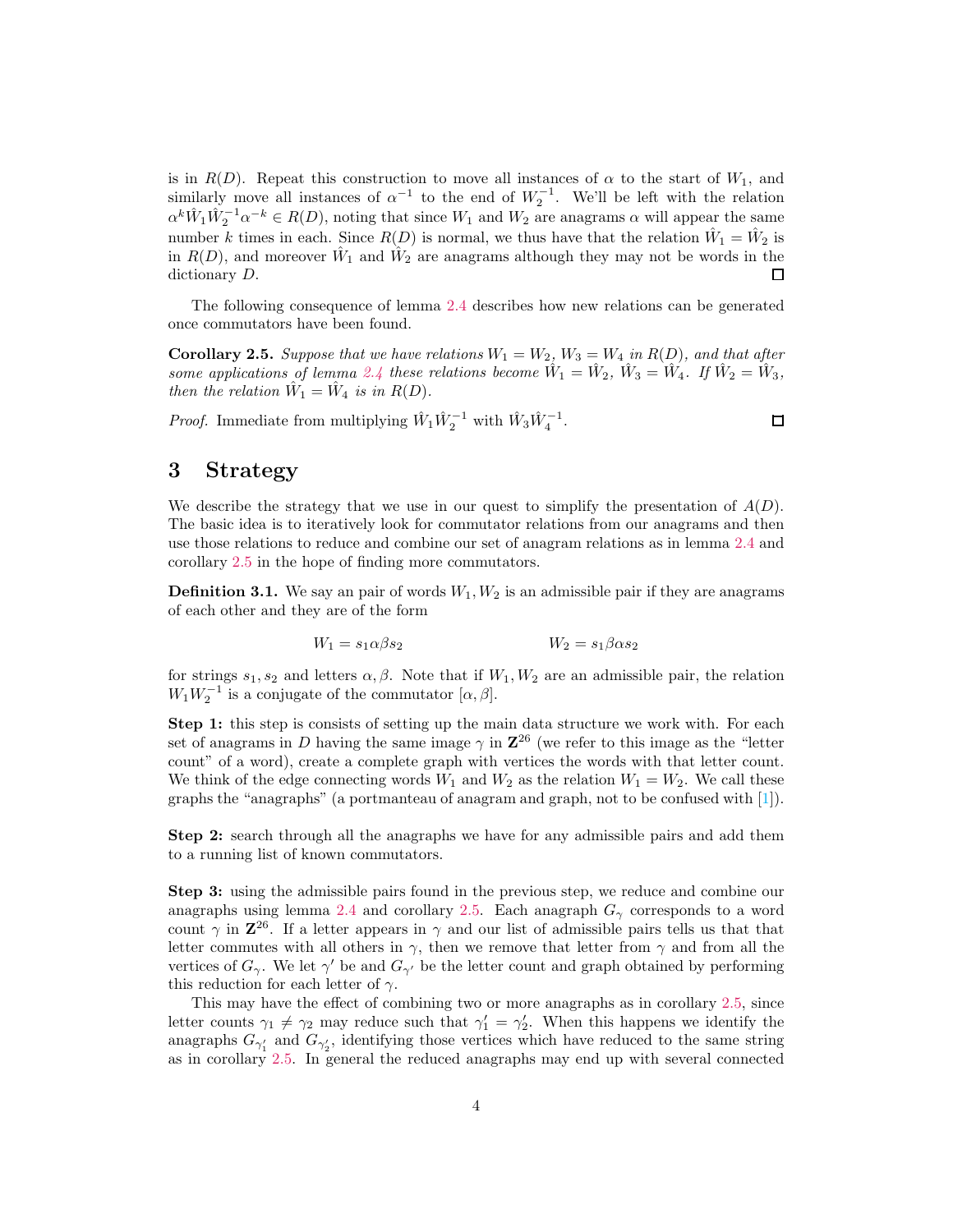is in $R(D)$. Repeat this construction to move all instances of $\alpha$ to the start of $W_1$, and similarly move all instances of $\alpha^{-1}$ to the end of $W_2^{-1}$. We'll be left with the relation $\alpha^k \hat{W}_1 \hat{W}_2^{-1} \alpha^{-k} \in R(D)$, noting that since $W_1$ and $W_2$ are anagrams $\alpha$ will appear the same number $k$ times in each. Since $R(D)$ is normal, we thus have that the relation $\hat{W}_1 = \hat{W}_2$ is in $R(D)$, and moreover $\hat{W}_1$ and $\hat{W}_2$ are anagrams although they may not be words in the dictionary $D$. □

The following consequence of lemma 2.4 describes how new relations can be generated once commutators have been found.

**Corollary 2.5.** *Suppose that we have relations $W_1 = W_2$, $W_3 = W_4$ in $R(D)$, and that after some applications of lemma 2.4 these relations become $\hat{W}_1 = \hat{W}_2$, $\hat{W}_3 = \hat{W}_4$. If $\hat{W}_2 = \hat{W}_3$, then the relation $\hat{W}_1 = \hat{W}_4$ is in $R(D)$.*

*Proof.* Immediate from multiplying $\hat{W}_1 \hat{W}_2^{-1}$ with $\hat{W}_3 \hat{W}_4^{-1}$. □

# 3 Strategy

We describe the strategy that we use in our quest to simplify the presentation of $A(D)$. The basic idea is to iteratively look for commutator relations from our anagrams and then use those relations to reduce and combine our set of anagram relations as in lemma 2.4 and corollary 2.5 in the hope of finding more commutators.

**Definition 3.1.** We say an pair of words $W_1, W_2$ is an admissible pair if they are anagrams of each other and they are of the form

$$W_1 = s_1 \alpha \beta s_2 \qquad\qquad W_2 = s_1 \beta \alpha s_2$$

for strings $s_1, s_2$ and letters $\alpha, \beta$. Note that if $W_1, W_2$ are an admissible pair, the relation $W_1 W_2^{-1}$ is a conjugate of the commutator $[\alpha, \beta]$.

**Step 1:** this step is consists of setting up the main data structure we work with. For each set of anagrams in $D$ having the same image $\gamma$ in $\mathbf{Z}^{26}$ (we refer to this image as the "letter count" of a word), create a complete graph with vertices the words with that letter count. We think of the edge connecting words $W_1$ and $W_2$ as the relation $W_1 = W_2$. We call these graphs the "anagraphs" (a portmanteau of anagram and graph, not to be confused with [1]).

**Step 2:** search through all the anagraphs we have for any admissible pairs and add them to a running list of known commutators.

**Step 3:** using the admissible pairs found in the previous step, we reduce and combine our anagraphs using lemma 2.4 and corollary 2.5. Each anagraph $G_\gamma$ corresponds to a word count $\gamma$ in $\mathbf{Z}^{26}$. If a letter appears in $\gamma$ and our list of admissible pairs tells us that that letter commutes with all others in $\gamma$, then we remove that letter from $\gamma$ and from all the vertices of $G_\gamma$. We let $\gamma'$ be and $G_{\gamma'}$ be the letter count and graph obtained by performing this reduction for each letter of $\gamma$.

This may have the effect of combining two or more anagraphs as in corollary 2.5, since letter counts $\gamma_1 \neq \gamma_2$ may reduce such that $\gamma_1' = \gamma_2'$. When this happens we identify the anagraphs $G_{\gamma_1'}$ and $G_{\gamma_2'}$, identifying those vertices which have reduced to the same string as in corollary 2.5. In general the reduced anagraphs may end up with several connected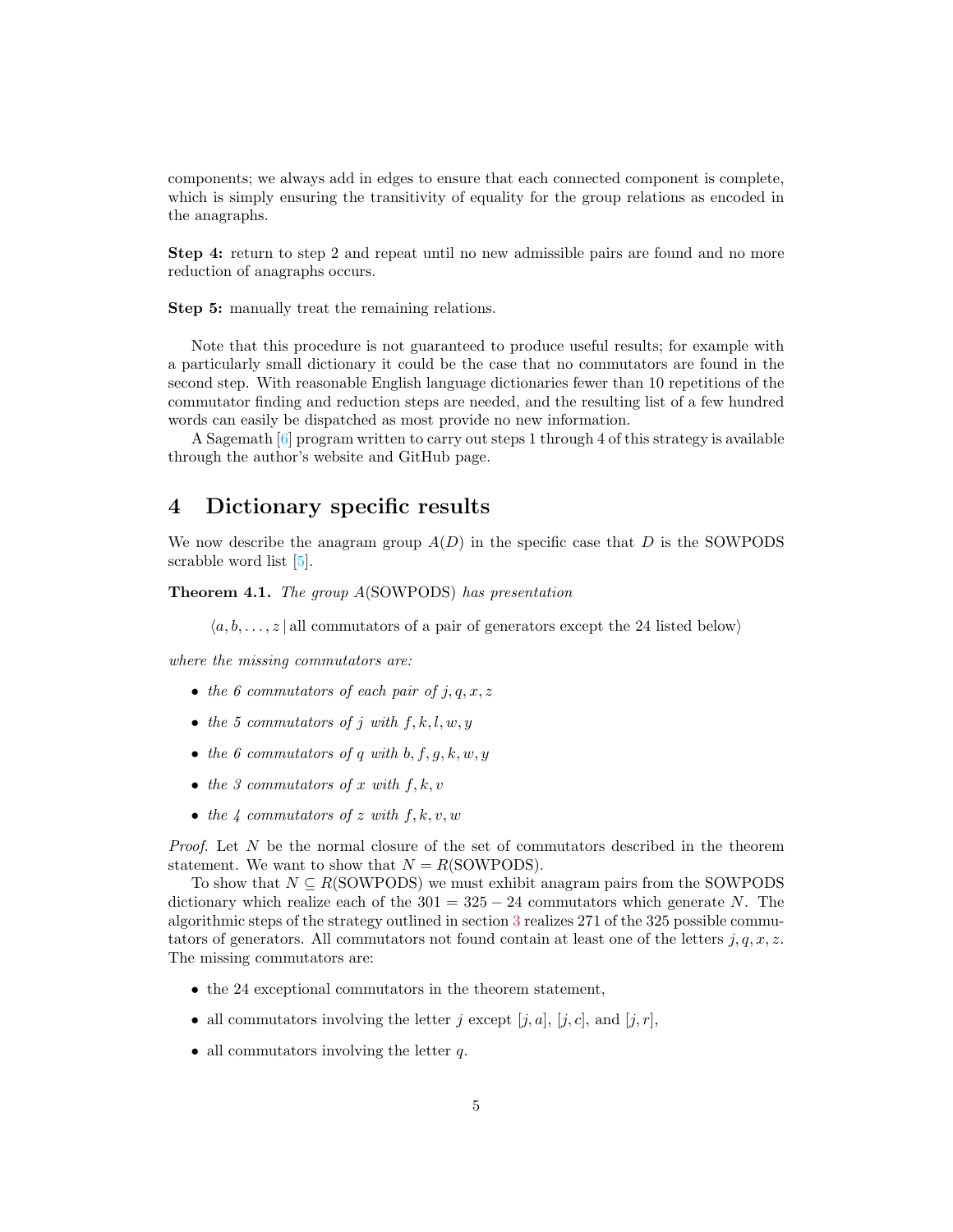components; we always add in edges to ensure that each connected component is complete, which is simply ensuring the transitivity of equality for the group relations as encoded in the anagraphs.

**Step 4:** return to step 2 and repeat until no new admissible pairs are found and no more reduction of anagraphs occurs.

**Step 5:** manually treat the remaining relations.

Note that this procedure is not guaranteed to produce useful results; for example with a particularly small dictionary it could be the case that no commutators are found in the second step. With reasonable English language dictionaries fewer than 10 repetitions of the commutator finding and reduction steps are needed, and the resulting list of a few hundred words can easily be dispatched as most provide no new information.

A Sagemath [6] program written to carry out steps 1 through 4 of this strategy is available through the author's website and GitHub page.

## 4 Dictionary specific results

We now describe the anagram group $A(D)$ in the specific case that $D$ is the SOWPODS scrabble word list [5].

**Theorem 4.1.** *The group* $A(\text{SOWPODS})$ *has presentation*

$$\langle a, b, \ldots, z \,|\, \text{all commutators of a pair of generators except the 24 listed below} \rangle$$

*where the missing commutators are:*

- *the 6 commutators of each pair of* $j, q, x, z$
- *the 5 commutators of* $j$ *with* $f, k, l, w, y$
- *the 6 commutators of* $q$ *with* $b, f, g, k, w, y$
- *the 3 commutators of* $x$ *with* $f, k, v$
- *the 4 commutators of* $z$ *with* $f, k, v, w$

*Proof.* Let $N$ be the normal closure of the set of commutators described in the theorem statement. We want to show that $N = R(\text{SOWPODS})$.

To show that $N \subseteq R(\text{SOWPODS})$ we must exhibit anagram pairs from the SOWPODS dictionary which realize each of the $301 = 325 - 24$ commutators which generate $N$. The algorithmic steps of the strategy outlined in section 3 realizes 271 of the 325 possible commutators of generators. All commutators not found contain at least one of the letters $j, q, x, z$. The missing commutators are:

- the 24 exceptional commutators in the theorem statement,
- all commutators involving the letter $j$ except $[j, a]$, $[j, c]$, and $[j, r]$,
- all commutators involving the letter $q$.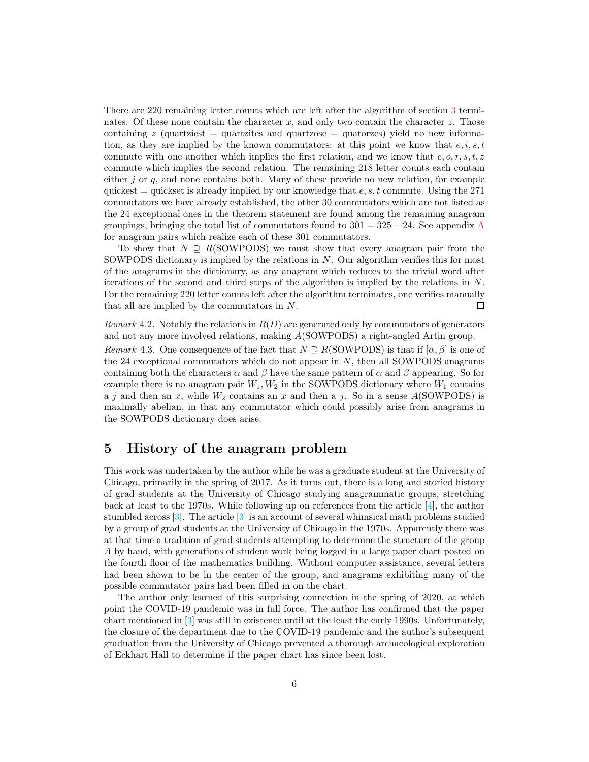There are 220 remaining letter counts which are left after the algorithm of section 3 terminates. Of these none contain the character $x$, and only two contain the character $z$. Those containing $z$ (quartziest = quartzites and quartzose = quatorzes) yield no new information, as they are implied by the known commutators: at this point we know that $e, i, s, t$ commute with one another which implies the first relation, and we know that $e, o, r, s, t, z$ commute which implies the second relation. The remaining 218 letter counts each contain either $j$ or $q$, and none contains both. Many of these provide no new relation, for example quickest = quickset is already implied by our knowledge that $e, s, t$ commute. Using the 271 commutators we have already established, the other 30 commutators which are not listed as the 24 exceptional ones in the theorem statement are found among the remaining anagram groupings, bringing the total list of commutators found to $301 = 325 - 24$. See appendix A for anagram pairs which realize each of these 301 commutators.

To show that $N \supseteq R(\text{SOWPODS})$ we must show that every anagram pair from the SOWPODS dictionary is implied by the relations in $N$. Our algorithm verifies this for most of the anagrams in the dictionary, as any anagram which reduces to the trivial word after iterations of the second and third steps of the algorithm is implied by the relations in $N$. For the remaining 220 letter counts left after the algorithm terminates, one verifies manually that all are implied by the commutators in $N$. □

*Remark* 4.2. Notably the relations in $R(D)$ are generated only by commutators of generators and not any more involved relations, making $A(\text{SOWPODS})$ a right-angled Artin group.

*Remark* 4.3. One consequence of the fact that $N \supseteq R(\text{SOWPODS})$ is that if $[\alpha, \beta]$ is one of the 24 exceptional commutators which do not appear in $N$, then all SOWPODS anagrams containing both the characters $\alpha$ and $\beta$ have the same pattern of $\alpha$ and $\beta$ appearing. So for example there is no anagram pair $W_1, W_2$ in the SOWPODS dictionary where $W_1$ contains a $j$ and then an $x$, while $W_2$ contains an $x$ and then a $j$. So in a sense $A(\text{SOWPODS})$ is maximally abelian, in that any commutator which could possibly arise from anagrams in the SOWPODS dictionary does arise.

## 5 History of the anagram problem

This work was undertaken by the author while he was a graduate student at the University of Chicago, primarily in the spring of 2017. As it turns out, there is a long and storied history of grad students at the University of Chicago studying anagrammatic groups, stretching back at least to the 1970s. While following up on references from the article [4], the author stumbled across [3]. The article [3] is an account of several whimsical math problems studied by a group of grad students at the University of Chicago in the 1970s. Apparently there was at that time a tradition of grad students attempting to determine the structure of the group $A$ by hand, with generations of student work being logged in a large paper chart posted on the fourth floor of the mathematics building. Without computer assistance, several letters had been shown to be in the center of the group, and anagrams exhibiting many of the possible commutator pairs had been filled in on the chart.

The author only learned of this surprising connection in the spring of 2020, at which point the COVID-19 pandemic was in full force. The author has confirmed that the paper chart mentioned in [3] was still in existence until at the least the early 1990s. Unfortunately, the closure of the department due to the COVID-19 pandemic and the author's subsequent graduation from the University of Chicago prevented a thorough archaeological exploration of Eckhart Hall to determine if the paper chart has since been lost.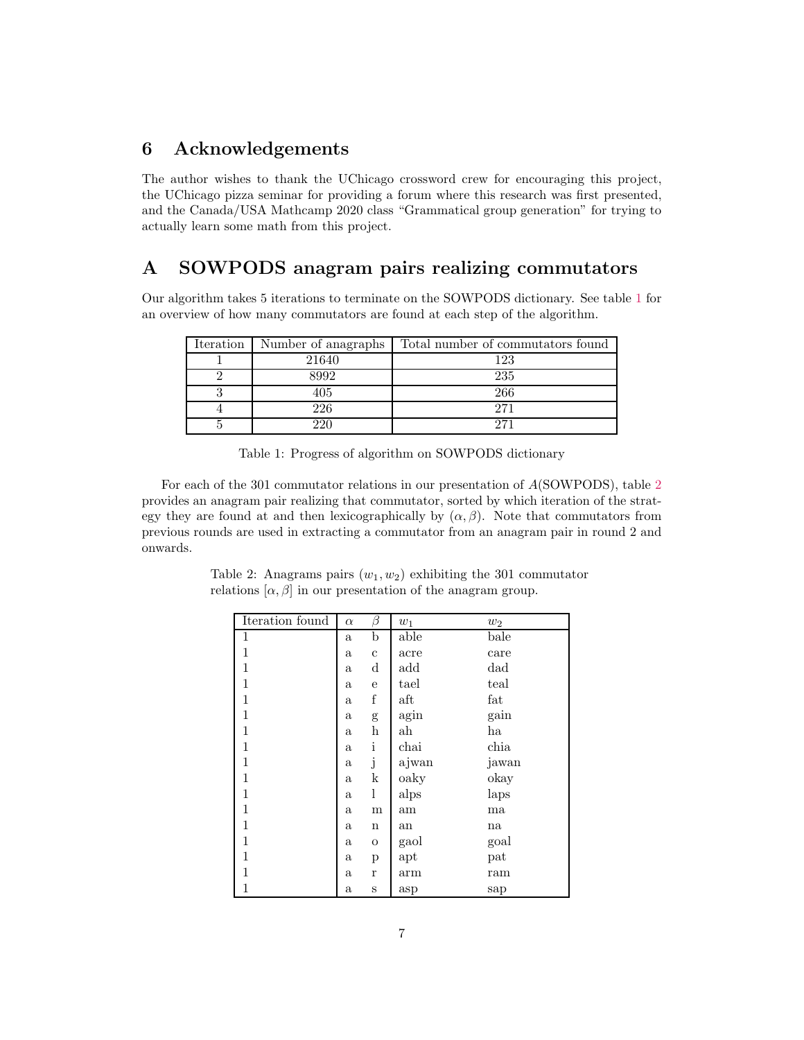## 6 Acknowledgements

The author wishes to thank the UChicago crossword crew for encouraging this project, the UChicago pizza seminar for providing a forum where this research was first presented, and the Canada/USA Mathcamp 2020 class "Grammatical group generation" for trying to actually learn some math from this project.

## A SOWPODS anagram pairs realizing commutators

Our algorithm takes 5 iterations to terminate on the SOWPODS dictionary. See table 1 for an overview of how many commutators are found at each step of the algorithm.

| Iteration | Number of anagraphs | Total number of commutators found |
|---|---|---|
| 1 | 21640 | 123 |
| 2 | 8992 | 235 |
| 3 | 405 | 266 |
| 4 | 226 | 271 |
| 5 | 220 | 271 |

Table 1: Progress of algorithm on SOWPODS dictionary

For each of the 301 commutator relations in our presentation of $A(\text{SOWPODS})$, table 2 provides an anagram pair realizing that commutator, sorted by which iteration of the strategy they are found at and then lexicographically by $(\alpha, \beta)$. Note that commutators from previous rounds are used in extracting a commutator from an anagram pair in round 2 and onwards.

Table 2: Anagrams pairs $(w_1, w_2)$ exhibiting the 301 commutator relations $[\alpha, \beta]$ in our presentation of the anagram group.

| Iteration found | $\alpha$ | $\beta$ | $w_1$ | $w_2$ |
|---|---|---|---|---|
| 1 | a | b | able | bale |
| 1 | a | c | acre | care |
| 1 | a | d | add | dad |
| 1 | a | e | tael | teal |
| 1 | a | f | aft | fat |
| 1 | a | g | agin | gain |
| 1 | a | h | ah | ha |
| 1 | a | i | chai | chia |
| 1 | a | j | ajwan | jawan |
| 1 | a | k | oaky | okay |
| 1 | a | l | alps | laps |
| 1 | a | m | am | ma |
| 1 | a | n | an | na |
| 1 | a | o | gaol | goal |
| 1 | a | p | apt | pat |
| 1 | a | r | arm | ram |
| 1 | a | s | asp | sap |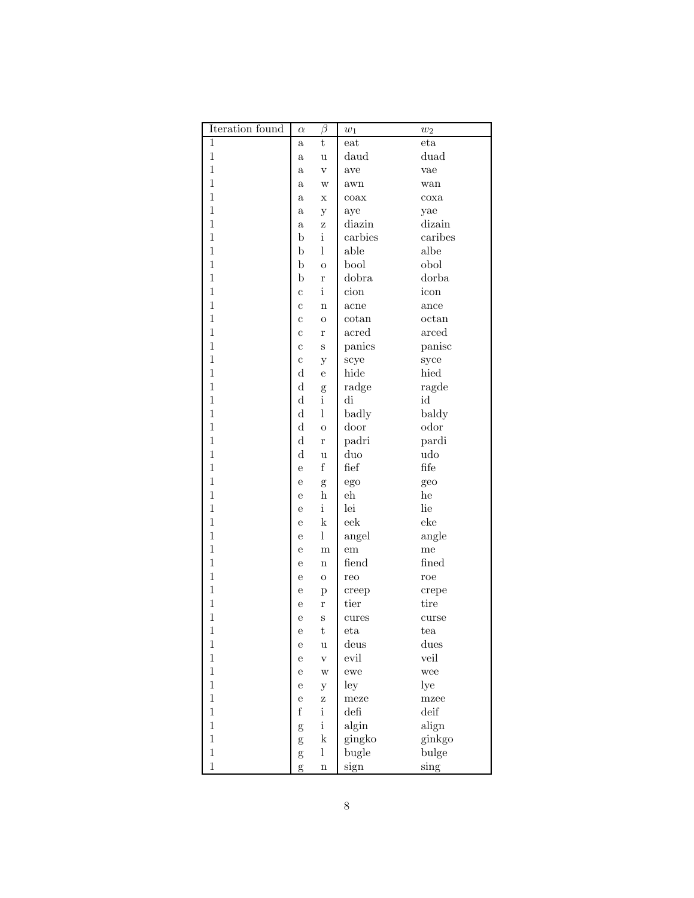| Iteration found | $\alpha$ | $\beta$ | $w_1$ | $w_2$ |
|---|---|---|---|---|
| 1 | a | t | eat | eta |
| 1 | a | u | daud | duad |
| 1 | a | v | ave | vae |
| 1 | a | w | awn | wan |
| 1 | a | x | coax | coxa |
| 1 | a | y | aye | yae |
| 1 | a | z | diazin | dizain |
| 1 | b | i | carbies | caribes |
| 1 | b | l | able | albe |
| 1 | b | o | bool | obol |
| 1 | b | r | dobra | dorba |
| 1 | c | i | cion | icon |
| 1 | c | n | acne | ance |
| 1 | c | o | cotan | octan |
| 1 | c | r | acred | arced |
| 1 | c | s | panics | panisc |
| 1 | c | y | scye | syce |
| 1 | d | e | hide | hied |
| 1 | d | g | radge | ragde |
| 1 | d | i | di | id |
| 1 | d | l | badly | baldy |
| 1 | d | o | door | odor |
| 1 | d | r | padri | pardi |
| 1 | d | u | duo | udo |
| 1 | e | f | fief | fife |
| 1 | e | g | ego | geo |
| 1 | e | h | eh | he |
| 1 | e | i | lei | lie |
| 1 | e | k | eek | eke |
| 1 | e | l | angel | angle |
| 1 | e | m | em | me |
| 1 | e | n | fiend | fined |
| 1 | e | o | reo | roe |
| 1 | e | p | creep | crepe |
| 1 | e | r | tier | tire |
| 1 | e | s | cures | curse |
| 1 | e | t | eta | tea |
| 1 | e | u | deus | dues |
| 1 | e | v | evil | veil |
| 1 | e | w | ewe | wee |
| 1 | e | y | ley | lye |
| 1 | e | z | meze | mzee |
| 1 | f | i | defi | deif |
| 1 | g | i | algin | align |
| 1 | g | k | gingko | ginkgo |
| 1 | g | l | bugle | bulge |
| 1 | g | n | sign | sing |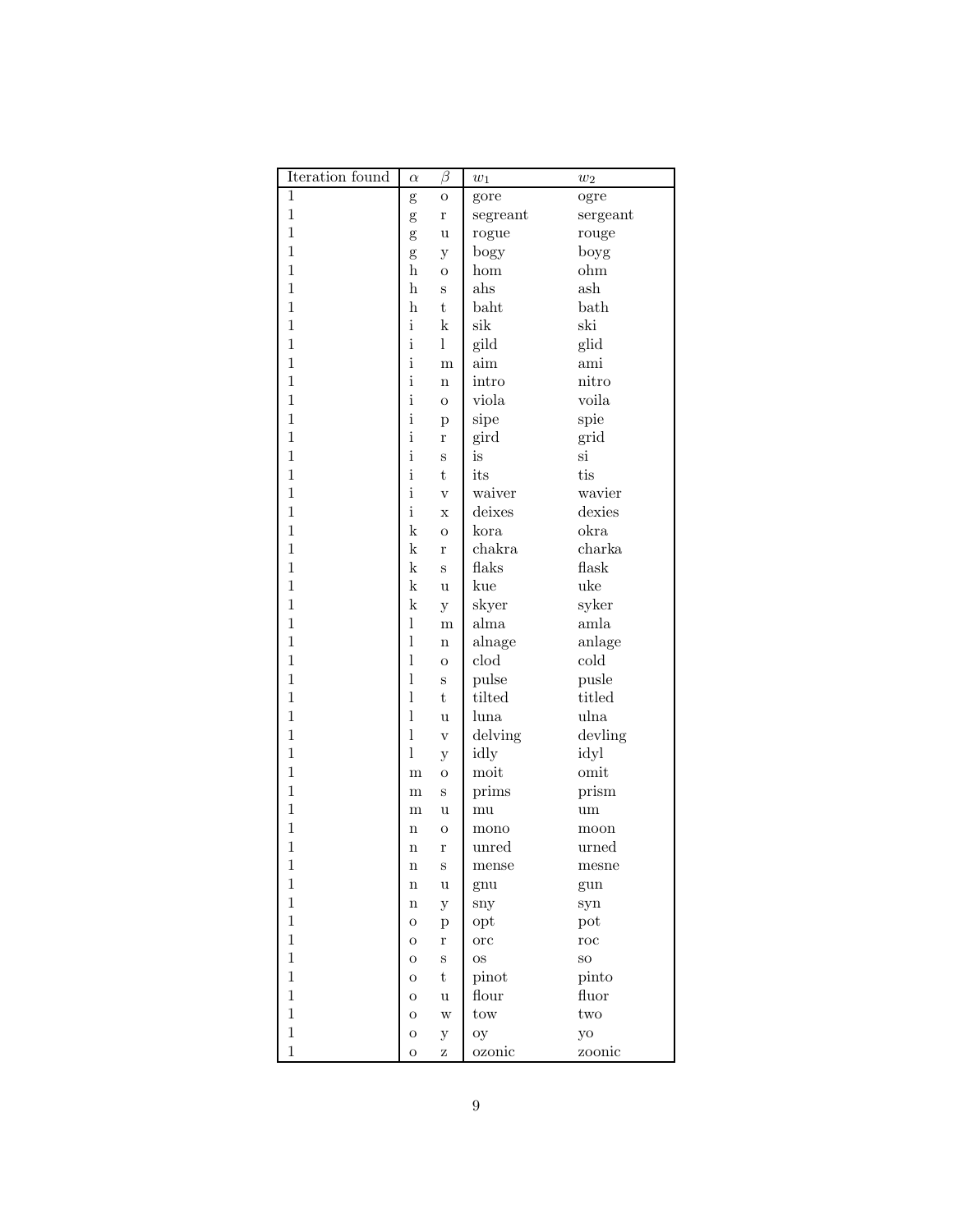| Iteration found | $\alpha$ | $\beta$ | $w_1$ | $w_2$ |
|---|---|---|---|---|
| 1 | g | o | gore | ogre |
| 1 | g | r | segreant | sergeant |
| 1 | g | u | rogue | rouge |
| 1 | g | y | bogy | boyg |
| 1 | h | o | hom | ohm |
| 1 | h | s | ahs | ash |
| 1 | h | t | baht | bath |
| 1 | i | k | sik | ski |
| 1 | i | l | gild | glid |
| 1 | i | m | aim | ami |
| 1 | i | n | intro | nitro |
| 1 | i | o | viola | voila |
| 1 | i | p | sipe | spie |
| 1 | i | r | gird | grid |
| 1 | i | s | is | si |
| 1 | i | t | its | tis |
| 1 | i | v | waiver | wavier |
| 1 | i | x | deixes | dexies |
| 1 | k | o | kora | okra |
| 1 | k | r | chakra | charka |
| 1 | k | s | flaks | flask |
| 1 | k | u | kue | uke |
| 1 | k | y | skyer | syker |
| 1 | l | m | alma | amla |
| 1 | l | n | alnage | anlage |
| 1 | l | o | clod | cold |
| 1 | l | s | pulse | pusle |
| 1 | l | t | tilted | titled |
| 1 | l | u | luna | ulna |
| 1 | l | v | delving | devling |
| 1 | l | y | idly | idyl |
| 1 | m | o | moit | omit |
| 1 | m | s | prims | prism |
| 1 | m | u | mu | um |
| 1 | n | o | mono | moon |
| 1 | n | r | unred | urned |
| 1 | n | s | mense | mesne |
| 1 | n | u | gnu | gun |
| 1 | n | y | sny | syn |
| 1 | o | p | opt | pot |
| 1 | o | r | orc | roc |
| 1 | o | s | os | so |
| 1 | o | t | pinot | pinto |
| 1 | o | u | flour | fluor |
| 1 | o | w | tow | two |
| 1 | o | y | oy | yo |
| 1 | o | z | ozonic | zoonic |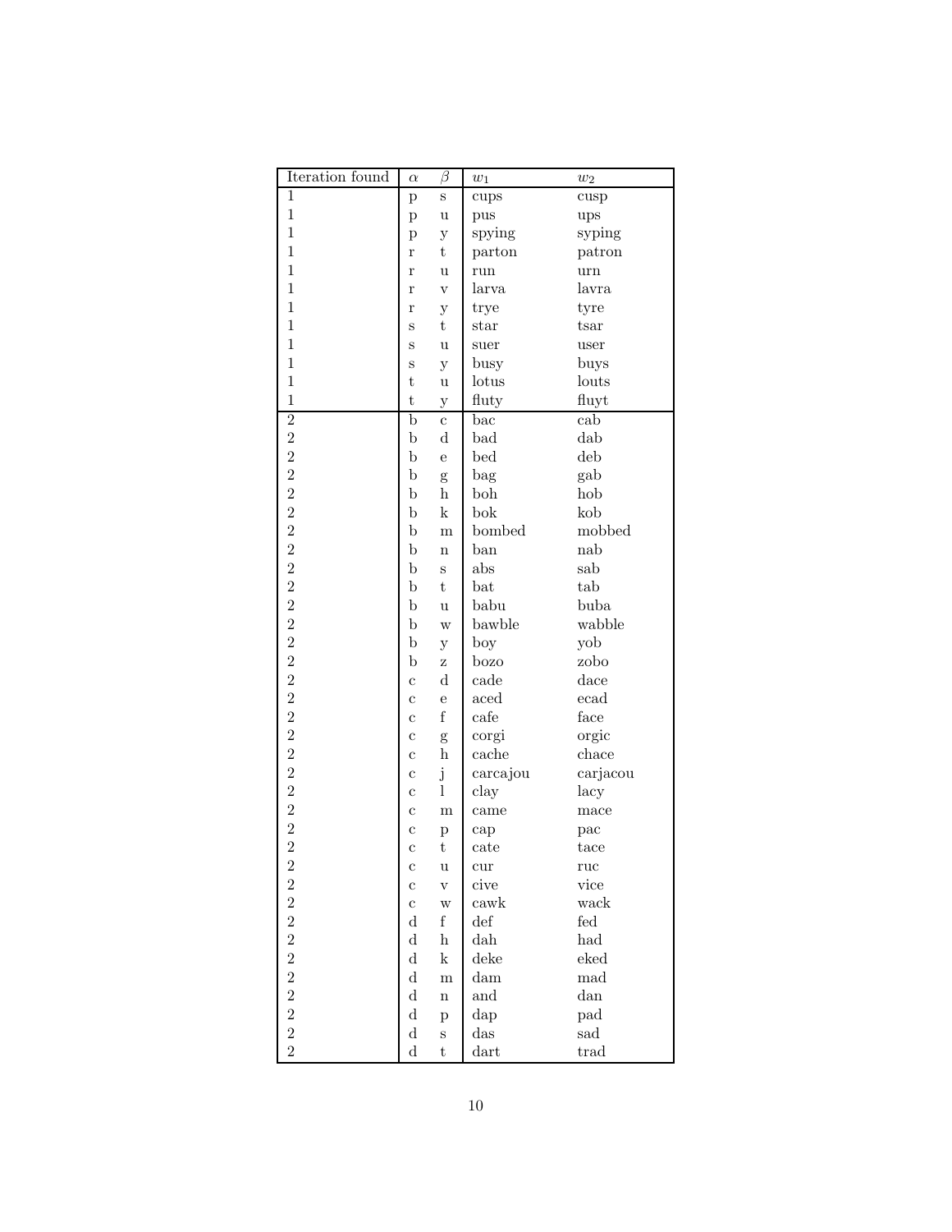| Iteration found | $\alpha$ | $\beta$ | $w_1$ | $w_2$ |
|---|---|---|---|---|
| 1 | p | s | cups | cusp |
| 1 | p | u | pus | ups |
| 1 | p | y | spying | syping |
| 1 | r | t | parton | patron |
| 1 | r | u | run | urn |
| 1 | r | v | larva | lavra |
| 1 | r | y | trye | tyre |
| 1 | s | t | star | tsar |
| 1 | s | u | suer | user |
| 1 | s | y | busy | buys |
| 1 | t | u | lotus | louts |
| 1 | t | y | fluty | fluyt |
| 2 | b | c | bac | cab |
| 2 | b | d | bad | dab |
| 2 | b | e | bed | deb |
| 2 | b | g | bag | gab |
| 2 | b | h | boh | hob |
| 2 | b | k | bok | kob |
| 2 | b | m | bombed | mobbed |
| 2 | b | n | ban | nab |
| 2 | b | s | abs | sab |
| 2 | b | t | bat | tab |
| 2 | b | u | babu | buba |
| 2 | b | w | bawble | wabble |
| 2 | b | y | boy | yob |
| 2 | b | z | bozo | zobo |
| 2 | c | d | cade | dace |
| 2 | c | e | aced | ecad |
| 2 | c | f | cafe | face |
| 2 | c | g | corgi | orgic |
| 2 | c | h | cache | chace |
| 2 | c | j | carcajou | carjacou |
| 2 | c | l | clay | lacy |
| 2 | c | m | came | mace |
| 2 | c | p | cap | pac |
| 2 | c | t | cate | tace |
| 2 | c | u | cur | ruc |
| 2 | c | v | cive | vice |
| 2 | c | w | cawk | wack |
| 2 | d | f | def | fed |
| 2 | d | h | dah | had |
| 2 | d | k | deke | eked |
| 2 | d | m | dam | mad |
| 2 | d | n | and | dan |
| 2 | d | p | dap | pad |
| 2 | d | s | das | sad |
| 2 | d | t | dart | trad |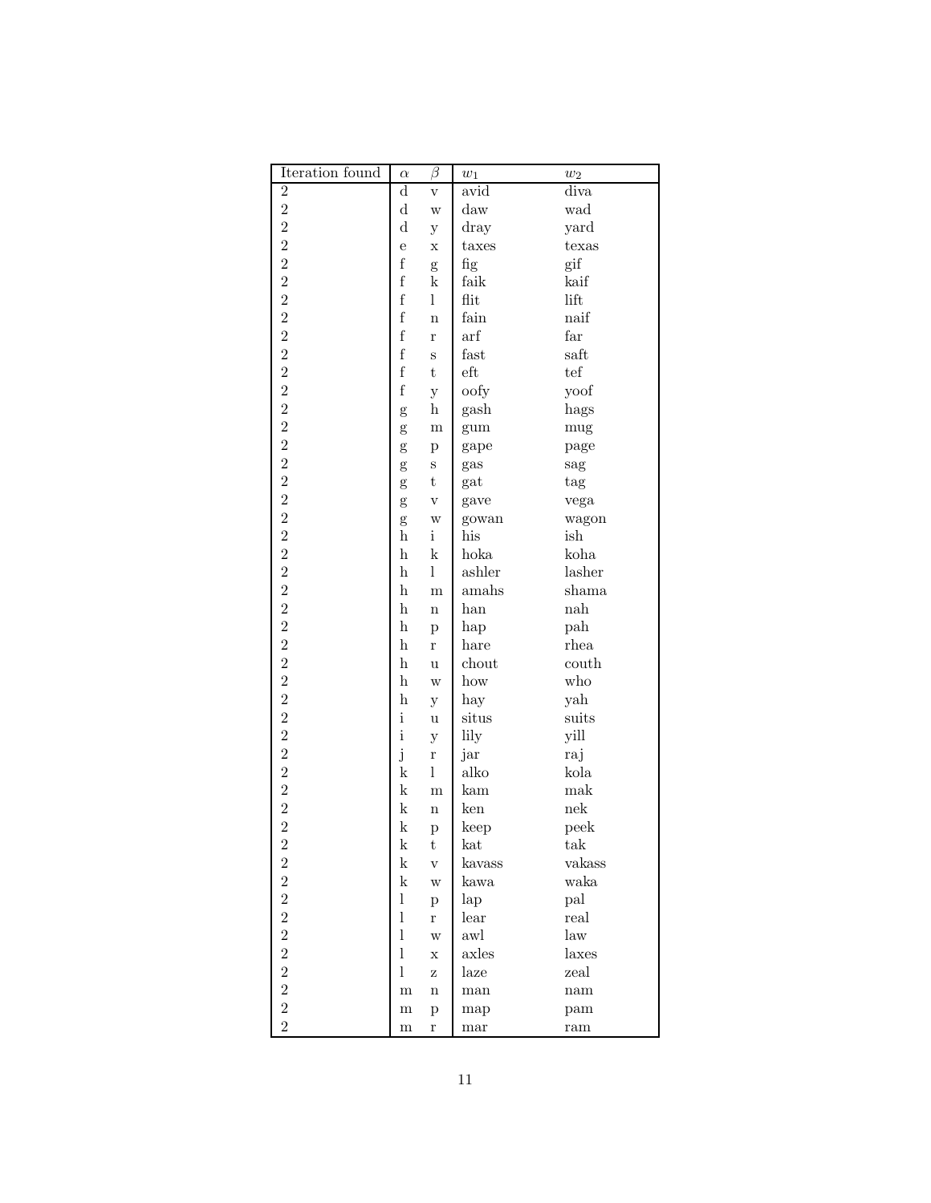| Iteration found | $\alpha$ | $\beta$ | $w_1$ | $w_2$ |
|---|---|---|---|---|
| 2 | d | v | avid | diva |
| 2 | d | w | daw | wad |
| 2 | d | y | dray | yard |
| 2 | e | x | taxes | texas |
| 2 | f | g | fig | gif |
| 2 | f | k | faik | kaif |
| 2 | f | l | flit | lift |
| 2 | f | n | fain | naif |
| 2 | f | r | arf | far |
| 2 | f | s | fast | saft |
| 2 | f | t | eft | tef |
| 2 | f | y | oofy | yoof |
| 2 | g | h | gash | hags |
| 2 | g | m | gum | mug |
| 2 | g | p | gape | page |
| 2 | g | s | gas | sag |
| 2 | g | t | gat | tag |
| 2 | g | v | gave | vega |
| 2 | g | w | gowan | wagon |
| 2 | h | i | his | ish |
| 2 | h | k | hoka | koha |
| 2 | h | l | ashler | lasher |
| 2 | h | m | amahs | shama |
| 2 | h | n | han | nah |
| 2 | h | p | hap | pah |
| 2 | h | r | hare | rhea |
| 2 | h | u | chout | couth |
| 2 | h | w | how | who |
| 2 | h | y | hay | yah |
| 2 | i | u | situs | suits |
| 2 | i | y | lily | yill |
| 2 | j | r | jar | raj |
| 2 | k | l | alko | kola |
| 2 | k | m | kam | mak |
| 2 | k | n | ken | nek |
| 2 | k | p | keep | peek |
| 2 | k | t | kat | tak |
| 2 | k | v | kavass | vakass |
| 2 | k | w | kawa | waka |
| 2 | l | p | lap | pal |
| 2 | l | r | lear | real |
| 2 | l | w | awl | law |
| 2 | l | x | axles | laxes |
| 2 | l | z | laze | zeal |
| 2 | m | n | man | nam |
| 2 | m | p | map | pam |
| 2 | m | r | mar | ram |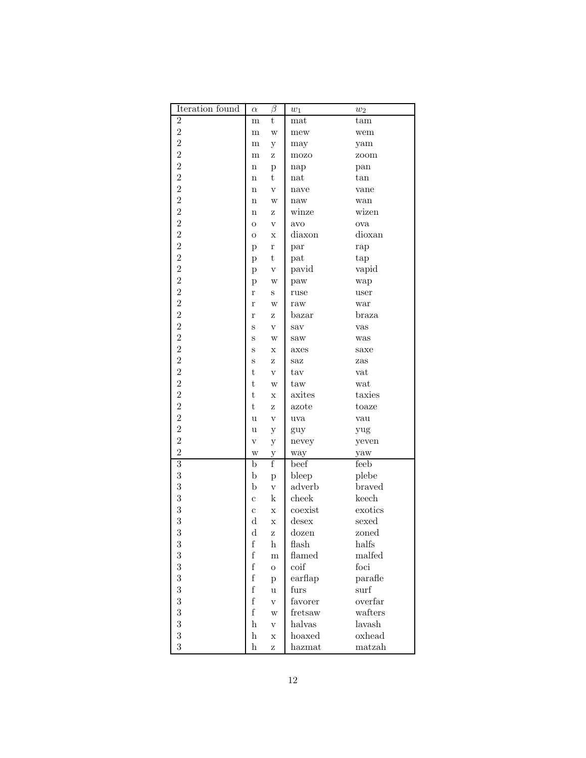| Iteration found | $\alpha$ | $\beta$ | $w_1$ | $w_2$ |
|---|---|---|---|---|
| 2 | m | t | mat | tam |
| 2 | m | w | mew | wem |
| 2 | m | y | may | yam |
| 2 | m | z | mozo | zoom |
| 2 | n | p | nap | pan |
| 2 | n | t | nat | tan |
| 2 | n | v | nave | vane |
| 2 | n | w | naw | wan |
| 2 | n | z | winze | wizen |
| 2 | o | v | avo | ova |
| 2 | o | x | diaxon | dioxan |
| 2 | p | r | par | rap |
| 2 | p | t | pat | tap |
| 2 | p | v | pavid | vapid |
| 2 | p | w | paw | wap |
| 2 | r | s | ruse | user |
| 2 | r | w | raw | war |
| 2 | r | z | bazar | braza |
| 2 | s | v | sav | vas |
| 2 | s | w | saw | was |
| 2 | s | x | axes | saxe |
| 2 | s | z | saz | zas |
| 2 | t | v | tav | vat |
| 2 | t | w | taw | wat |
| 2 | t | x | axites | taxies |
| 2 | t | z | azote | toaze |
| 2 | u | v | uva | vau |
| 2 | u | y | guy | yug |
| 2 | v | y | nevey | yeven |
| 2 | w | y | way | yaw |
| 3 | b | f | beef | feeb |
| 3 | b | p | bleep | plebe |
| 3 | b | v | adverb | braved |
| 3 | c | k | cheek | keech |
| 3 | c | x | coexist | exotics |
| 3 | d | x | desex | sexed |
| 3 | d | z | dozen | zoned |
| 3 | f | h | flash | halfs |
| 3 | f | m | flamed | malfed |
| 3 | f | o | coif | foci |
| 3 | f | p | earflap | parafle |
| 3 | f | u | furs | surf |
| 3 | f | v | favorer | overfar |
| 3 | f | w | fretsaw | wafters |
| 3 | h | v | halvas | lavash |
| 3 | h | x | hoaxed | oxhead |
| 3 | h | z | hazmat | matzah |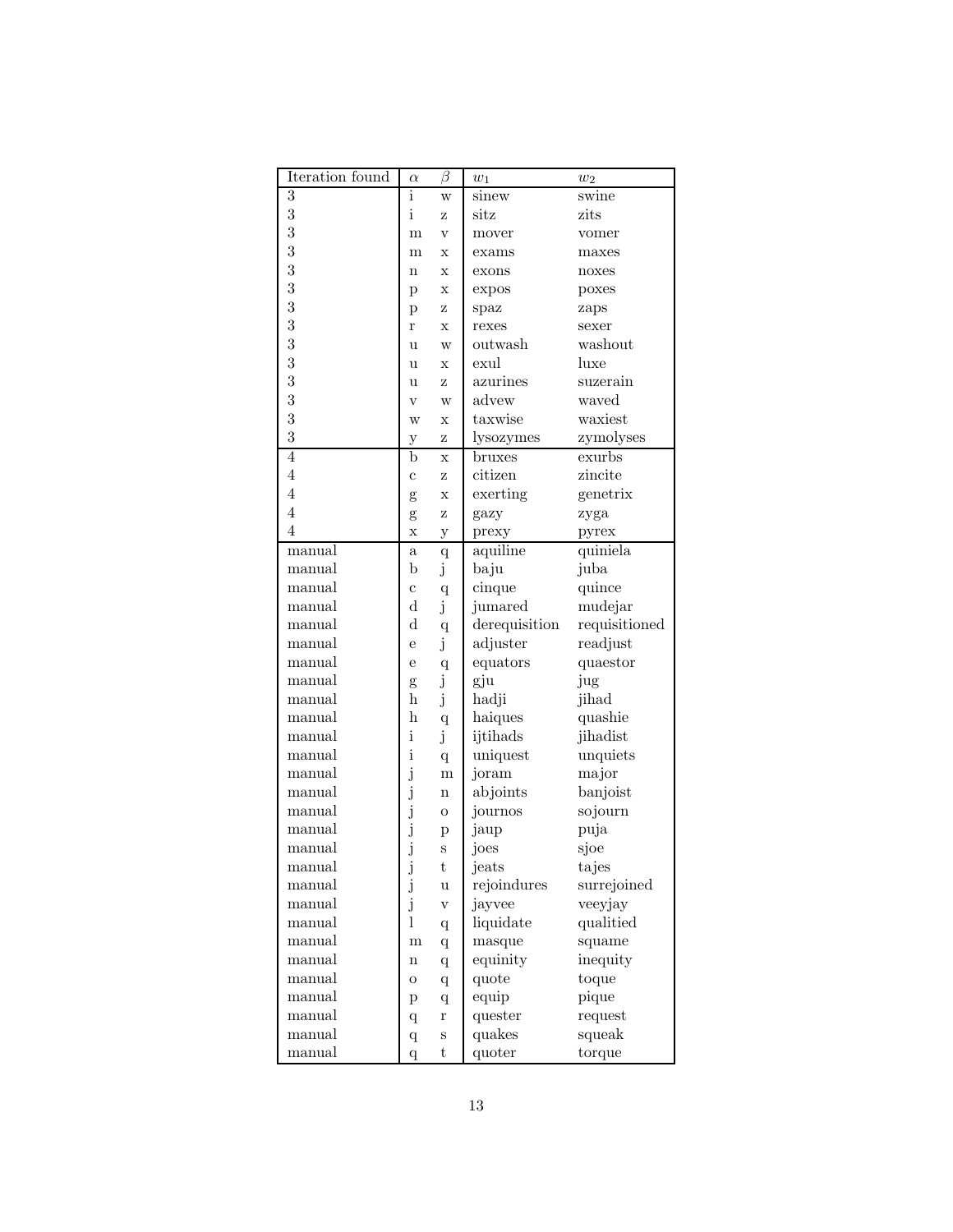| Iteration found | $\alpha$ | $\beta$ | $w_1$ | $w_2$ |
|---|---|---|---|---|
| 3 | i | w | sinew | swine |
| 3 | i | z | sitz | zits |
| 3 | m | v | mover | vomer |
| 3 | m | x | exams | maxes |
| 3 | n | x | exons | noxes |
| 3 | p | x | expos | poxes |
| 3 | p | z | spaz | zaps |
| 3 | r | x | rexes | sexer |
| 3 | u | w | outwash | washout |
| 3 | u | x | exul | luxe |
| 3 | u | z | azurines | suzerain |
| 3 | v | w | advew | waved |
| 3 | w | x | taxwise | waxiest |
| 3 | y | z | lysozymes | zymolyses |
| 4 | b | x | bruxes | exurbs |
| 4 | c | z | citizen | zincite |
| 4 | g | x | exerting | genetrix |
| 4 | g | z | gazy | zyga |
| 4 | x | y | prexy | pyrex |
| manual | a | q | aquiline | quiniela |
| manual | b | j | baju | juba |
| manual | c | q | cinque | quince |
| manual | d | j | jumared | mudejar |
| manual | d | q | derequisition | requisitioned |
| manual | e | j | adjuster | readjust |
| manual | e | q | equators | quaestor |
| manual | g | j | gju | jug |
| manual | h | j | hadji | jihad |
| manual | h | q | haiques | quashie |
| manual | i | j | ijtihads | jihadist |
| manual | i | q | uniquest | unquiets |
| manual | j | m | joram | major |
| manual | j | n | abjoints | banjoist |
| manual | j | o | journos | sojourn |
| manual | j | p | jaup | puja |
| manual | j | s | joes | sjoe |
| manual | j | t | jeats | tajes |
| manual | j | u | rejoindures | surrejoined |
| manual | j | v | jayvee | veeyjay |
| manual | l | q | liquidate | qualitied |
| manual | m | q | masque | squame |
| manual | n | q | equinity | inequity |
| manual | o | q | quote | toque |
| manual | p | q | equip | pique |
| manual | q | r | quester | request |
| manual | q | s | quakes | squeak |
| manual | q | t | quoter | torque |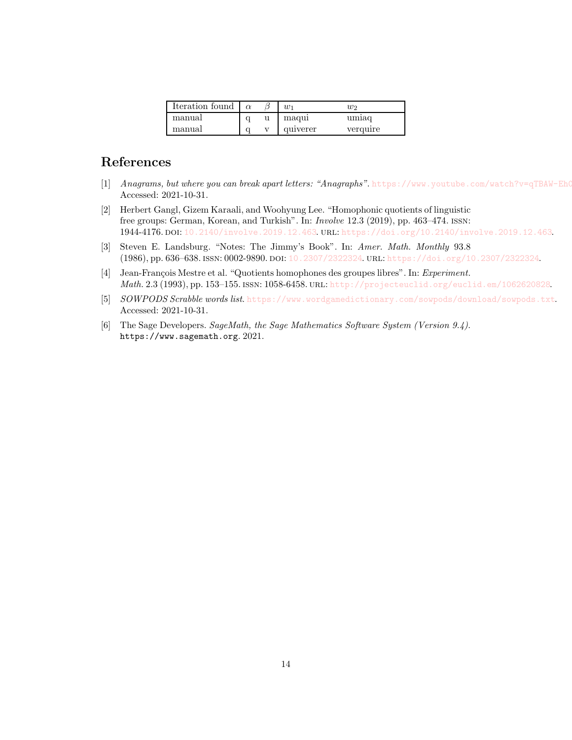| Iteration found | $\alpha$ | $\beta$ | $w_1$ | $w_2$ |
|---|---|---|---|---|
| manual | q | u | maqui | umiaq |
| manual | q | v | quiverer | verquire |

## References

[1] *Anagrams, but where you can break apart letters: "Anagraphs"*. https://www.youtube.com/watch?v=qTBAW-EhC Accessed: 2021-10-31.

[2] Herbert Gangl, Gizem Karaali, and Woohyung Lee. "Homophonic quotients of linguistic free groups: German, Korean, and Turkish". In: *Involve* 12.3 (2019), pp. 463–474. ISSN: 1944-4176. DOI: 10.2140/involve.2019.12.463. URL: https://doi.org/10.2140/involve.2019.12.463.

[3] Steven E. Landsburg. "Notes: The Jimmy's Book". In: *Amer. Math. Monthly* 93.8 (1986), pp. 636–638. ISSN: 0002-9890. DOI: 10.2307/2322324. URL: https://doi.org/10.2307/2322324.

[4] Jean-François Mestre et al. "Quotients homophones des groupes libres". In: *Experiment. Math.* 2.3 (1993), pp. 153–155. ISSN: 1058-6458. URL: http://projecteuclid.org/euclid.em/1062620828.

[5] *SOWPODS Scrabble words list*. https://www.wordgamedictionary.com/sowpods/download/sowpods.txt. Accessed: 2021-10-31.

[6] The Sage Developers. *SageMath, the Sage Mathematics Software System (Version 9.4)*. https://www.sagemath.org. 2021.